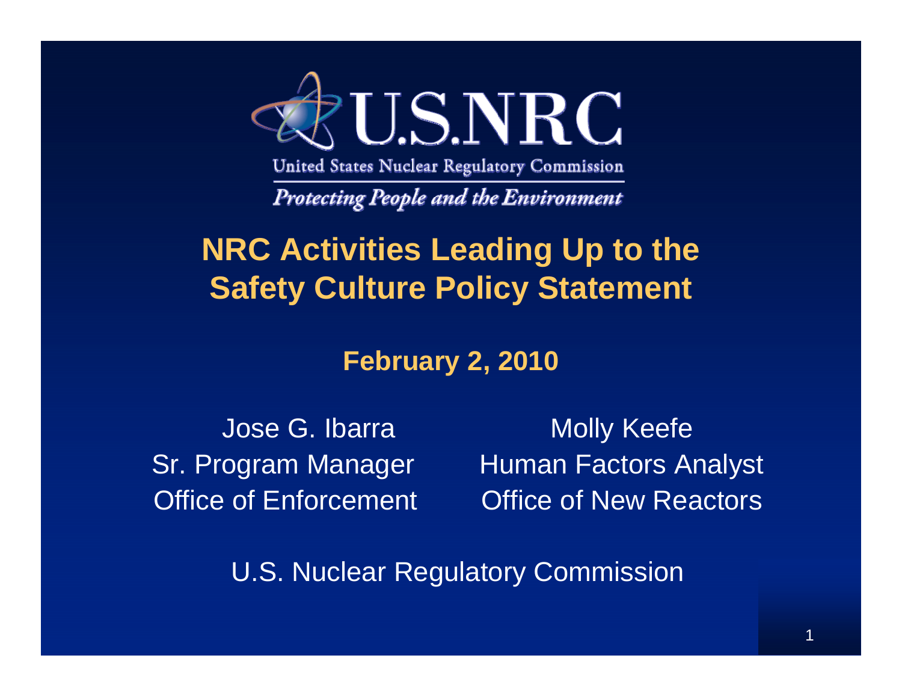U.S.NRC

United States Nuclear Regulatory Commission

*Protecting People and the Environment*

# NRC Activities Leading Up to the Safety Culture Policy Statement

**February 2, 2010**

Jose G. Ibarra
Sr. Program Manager
Office of Enforcement

Molly Keefe
Human Factors Analyst
Office of New Reactors

U.S. Nuclear Regulatory Commission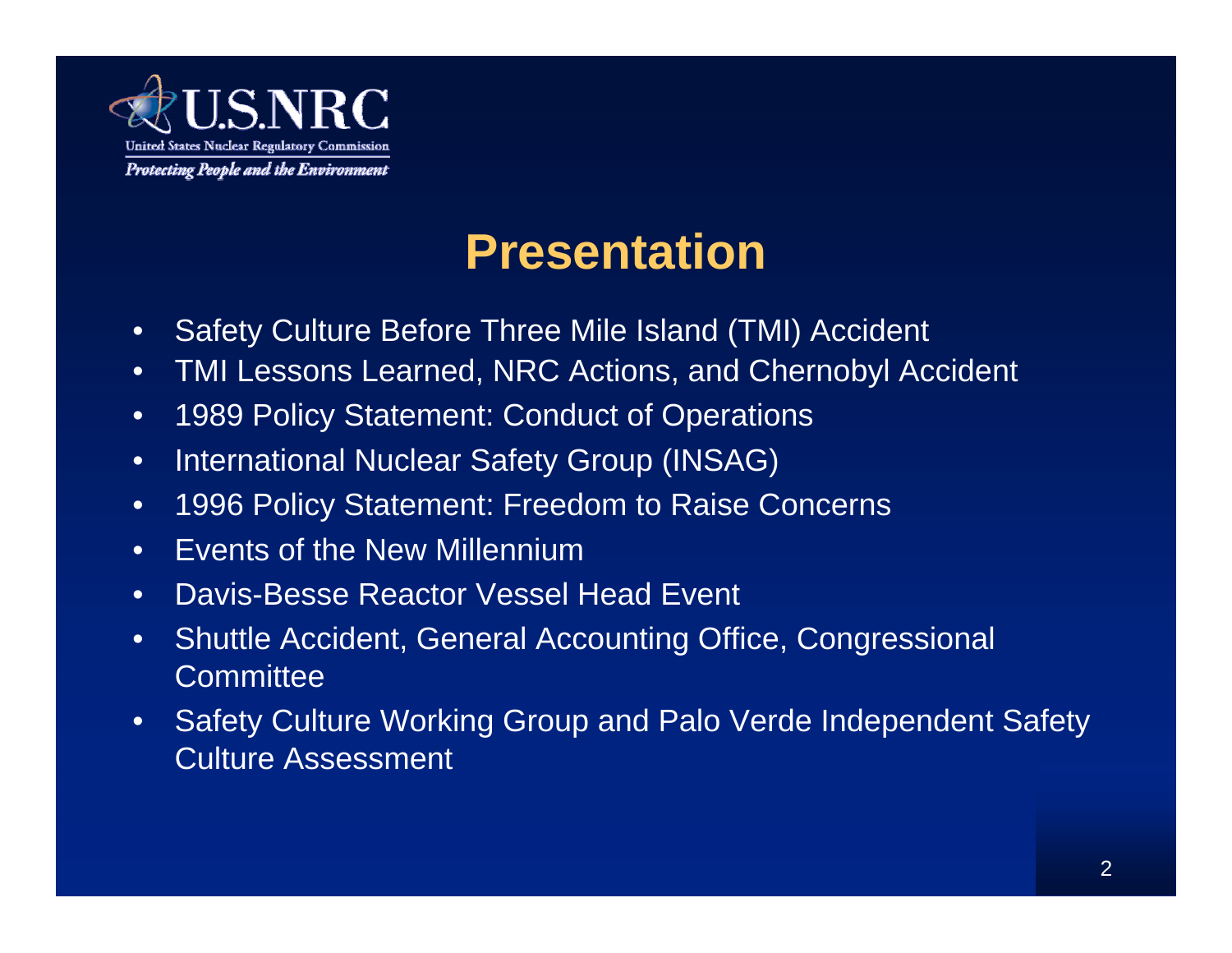# Presentation

- Safety Culture Before Three Mile Island (TMI) Accident
- TMI Lessons Learned, NRC Actions, and Chernobyl Accident
- 1989 Policy Statement: Conduct of Operations
- International Nuclear Safety Group (INSAG)
- 1996 Policy Statement: Freedom to Raise Concerns
- Events of the New Millennium
- Davis-Besse Reactor Vessel Head Event
- Shuttle Accident, General Accounting Office, Congressional Committee
- Safety Culture Working Group and Palo Verde Independent Safety Culture Assessment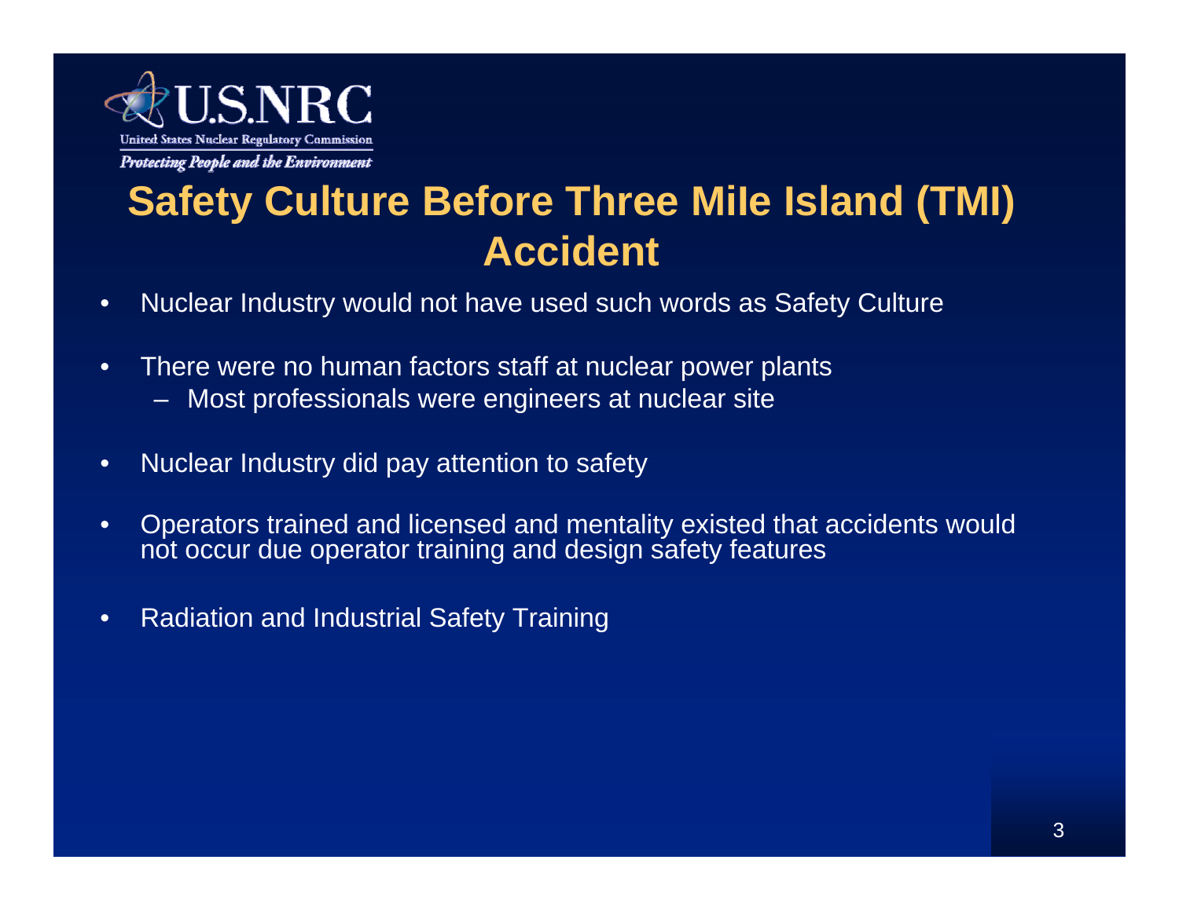# Safety Culture Before Three Mile Island (TMI) Accident

- Nuclear Industry would not have used such words as Safety Culture
- There were no human factors staff at nuclear power plants
  - Most professionals were engineers at nuclear site
- Nuclear Industry did pay attention to safety
- Operators trained and licensed and mentality existed that accidents would not occur due operator training and design safety features
- Radiation and Industrial Safety Training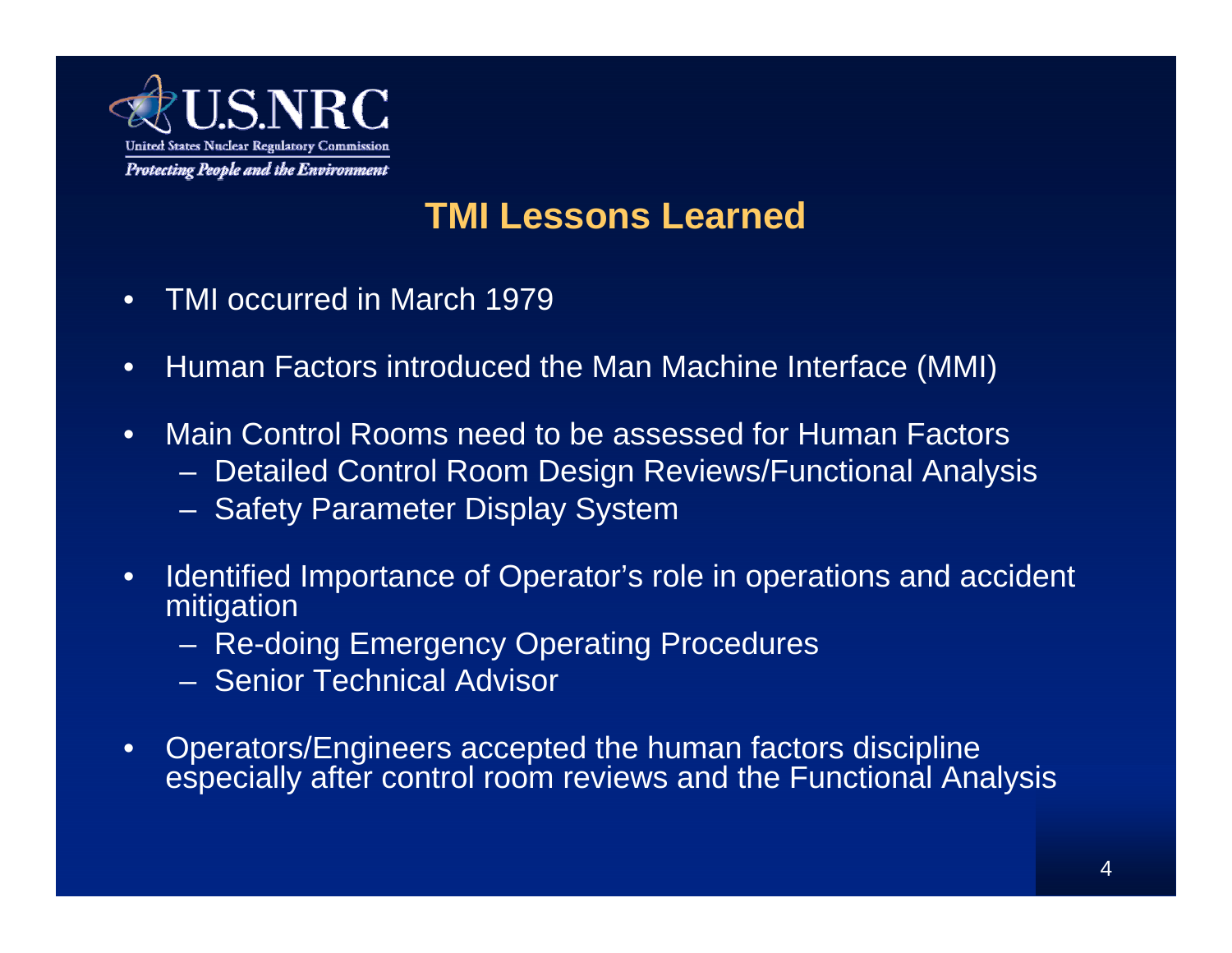## TMI Lessons Learned

- TMI occurred in March 1979
- Human Factors introduced the Man Machine Interface (MMI)
- Main Control Rooms need to be assessed for Human Factors
  - Detailed Control Room Design Reviews/Functional Analysis
  - Safety Parameter Display System
- Identified Importance of Operator's role in operations and accident mitigation
  - Re-doing Emergency Operating Procedures
  - Senior Technical Advisor
- Operators/Engineers accepted the human factors discipline especially after control room reviews and the Functional Analysis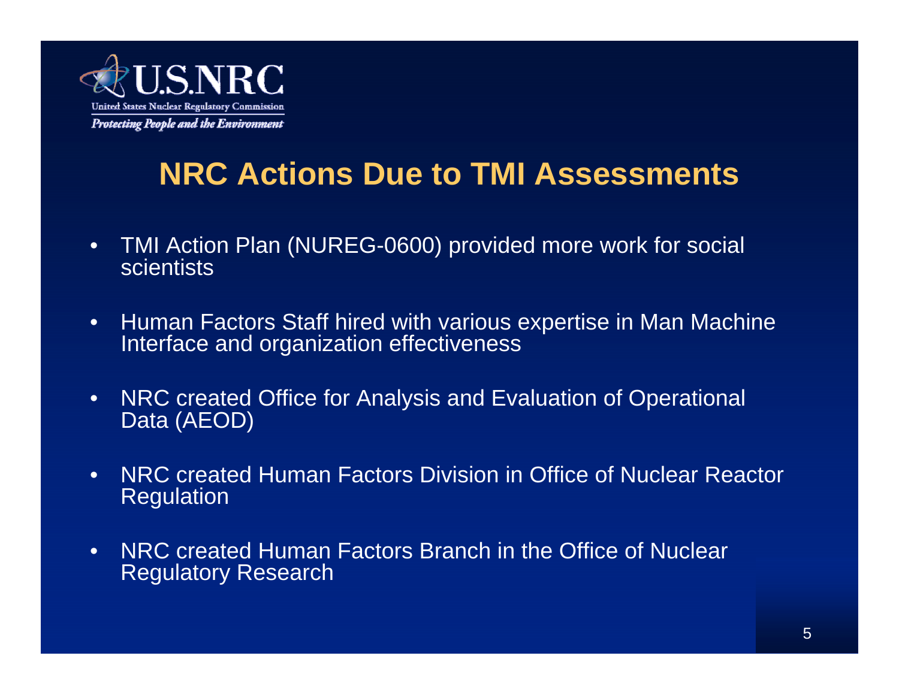# NRC Actions Due to TMI Assessments

- TMI Action Plan (NUREG-0600) provided more work for social scientists
- Human Factors Staff hired with various expertise in Man Machine Interface and organization effectiveness
- NRC created Office for Analysis and Evaluation of Operational Data (AEOD)
- NRC created Human Factors Division in Office of Nuclear Reactor Regulation
- NRC created Human Factors Branch in the Office of Nuclear Regulatory Research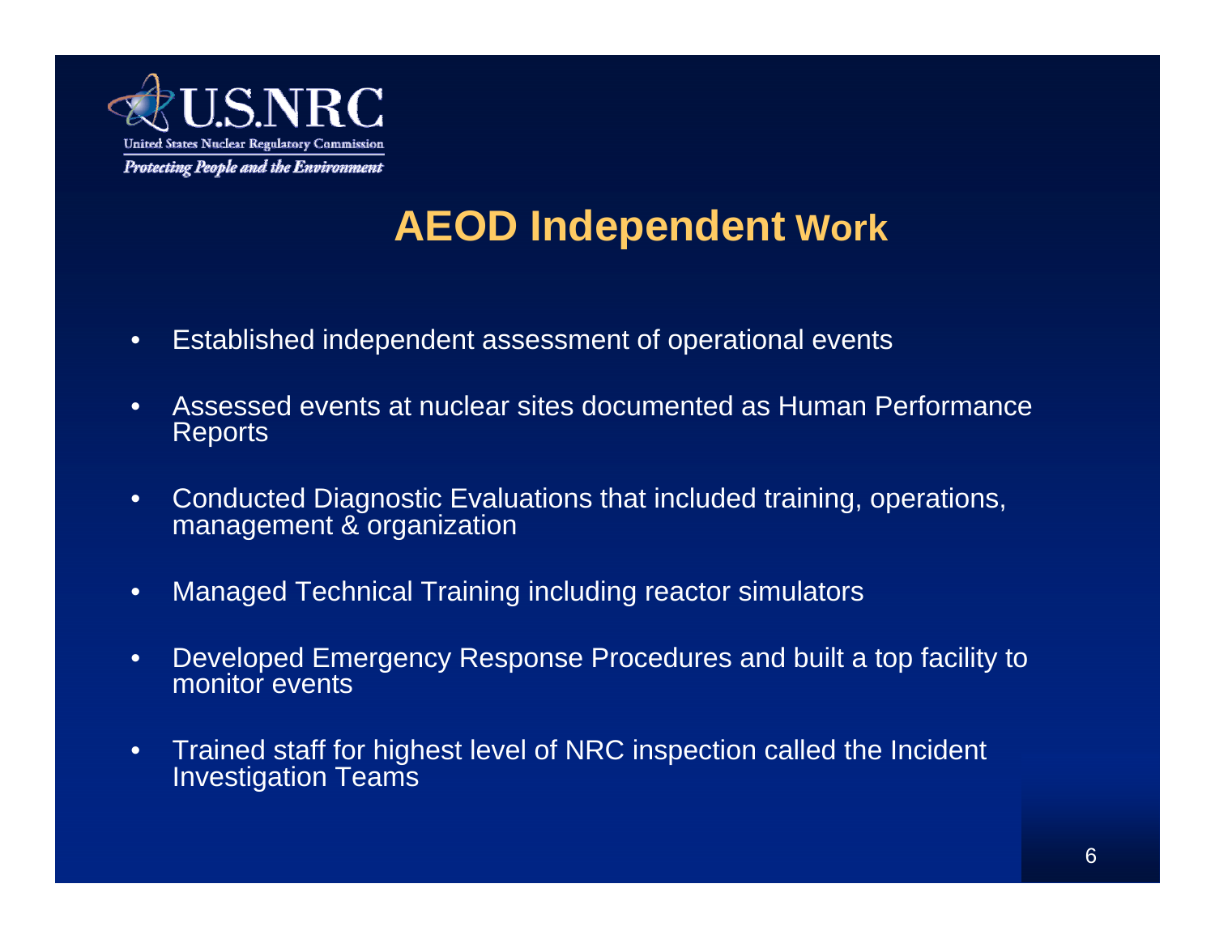# AEOD Independent Work

- Established independent assessment of operational events
- Assessed events at nuclear sites documented as Human Performance Reports
- Conducted Diagnostic Evaluations that included training, operations, management & organization
- Managed Technical Training including reactor simulators
- Developed Emergency Response Procedures and built a top facility to monitor events
- Trained staff for highest level of NRC inspection called the Incident Investigation Teams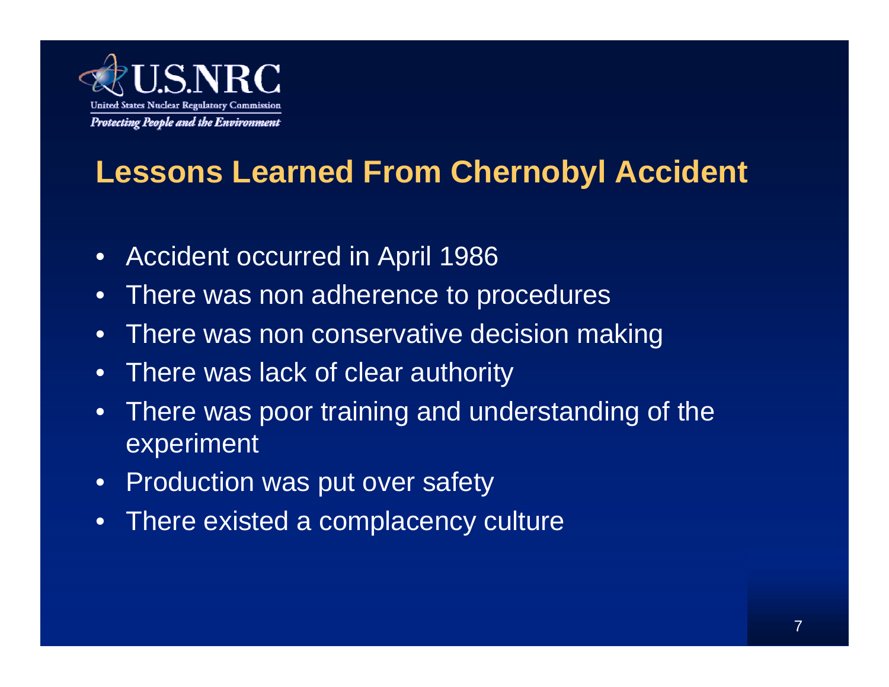## Lessons Learned From Chernobyl Accident

- Accident occurred in April 1986
- There was non adherence to procedures
- There was non conservative decision making
- There was lack of clear authority
- There was poor training and understanding of the experiment
- Production was put over safety
- There existed a complacency culture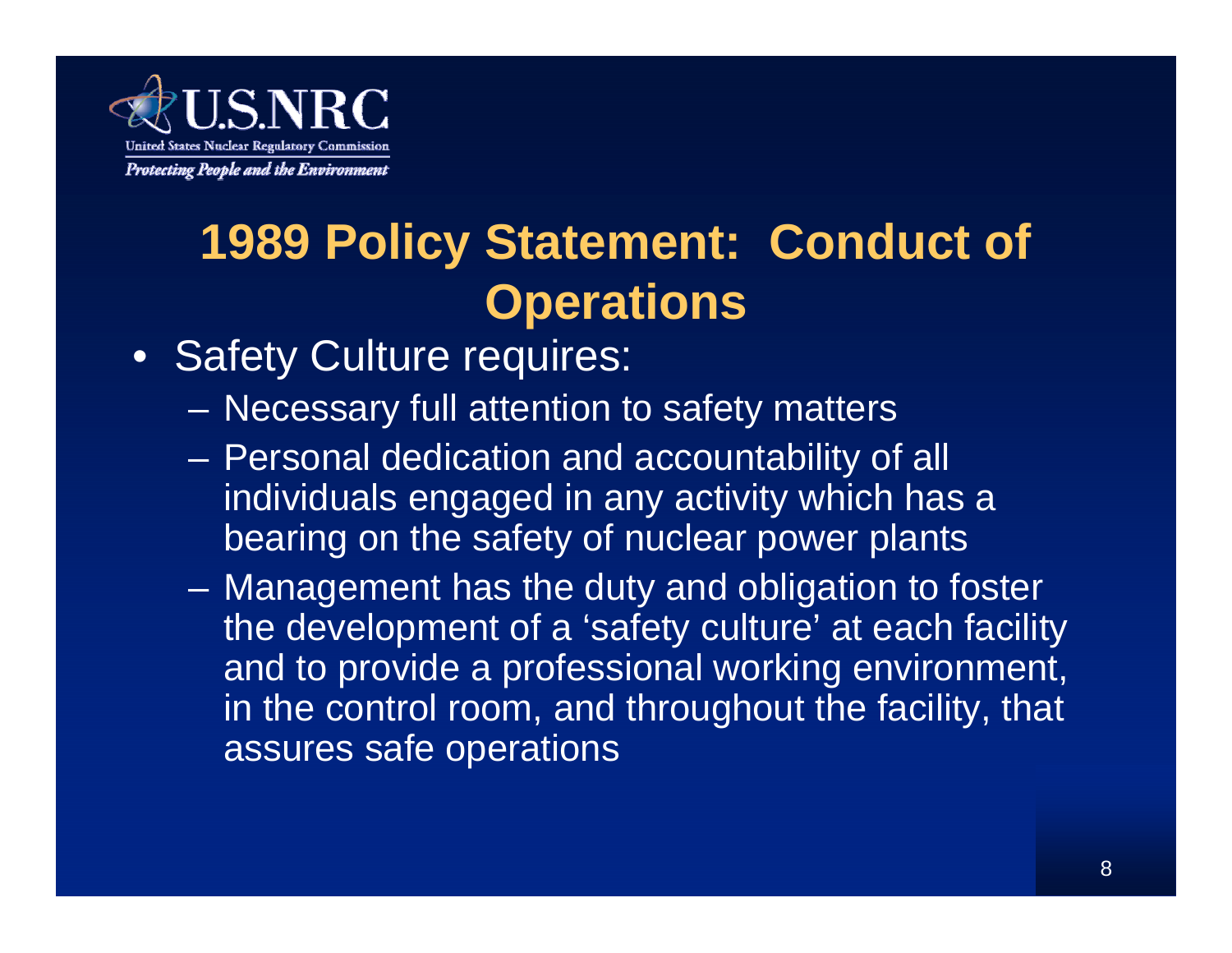# 1989 Policy Statement: Conduct of Operations

- Safety Culture requires:
  - Necessary full attention to safety matters
  - Personal dedication and accountability of all individuals engaged in any activity which has a bearing on the safety of nuclear power plants
  - Management has the duty and obligation to foster the development of a 'safety culture' at each facility and to provide a professional working environment, in the control room, and throughout the facility, that assures safe operations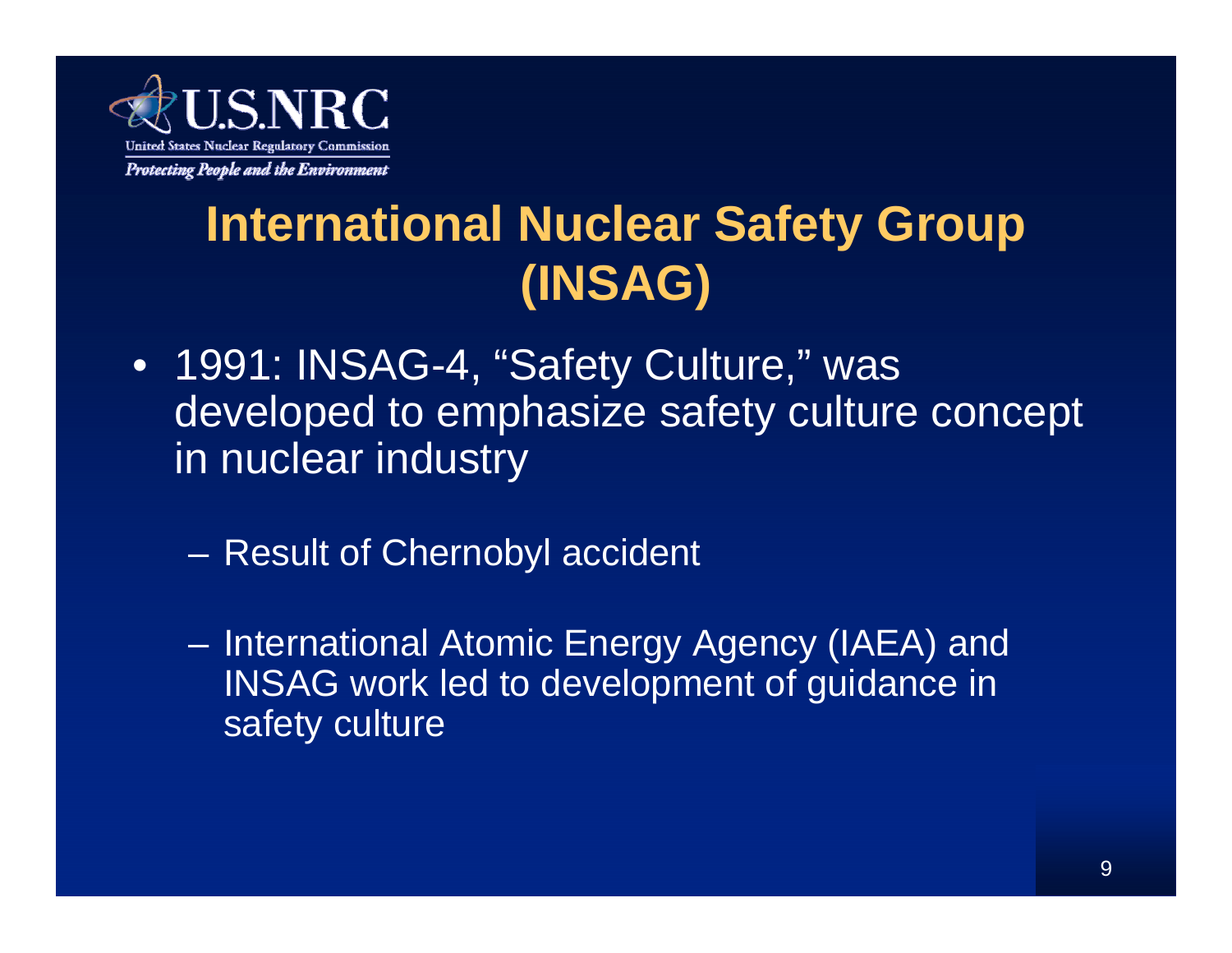# International Nuclear Safety Group (INSAG)

- 1991: INSAG-4, "Safety Culture," was developed to emphasize safety culture concept in nuclear industry
  - Result of Chernobyl accident
  - International Atomic Energy Agency (IAEA) and INSAG work led to development of guidance in safety culture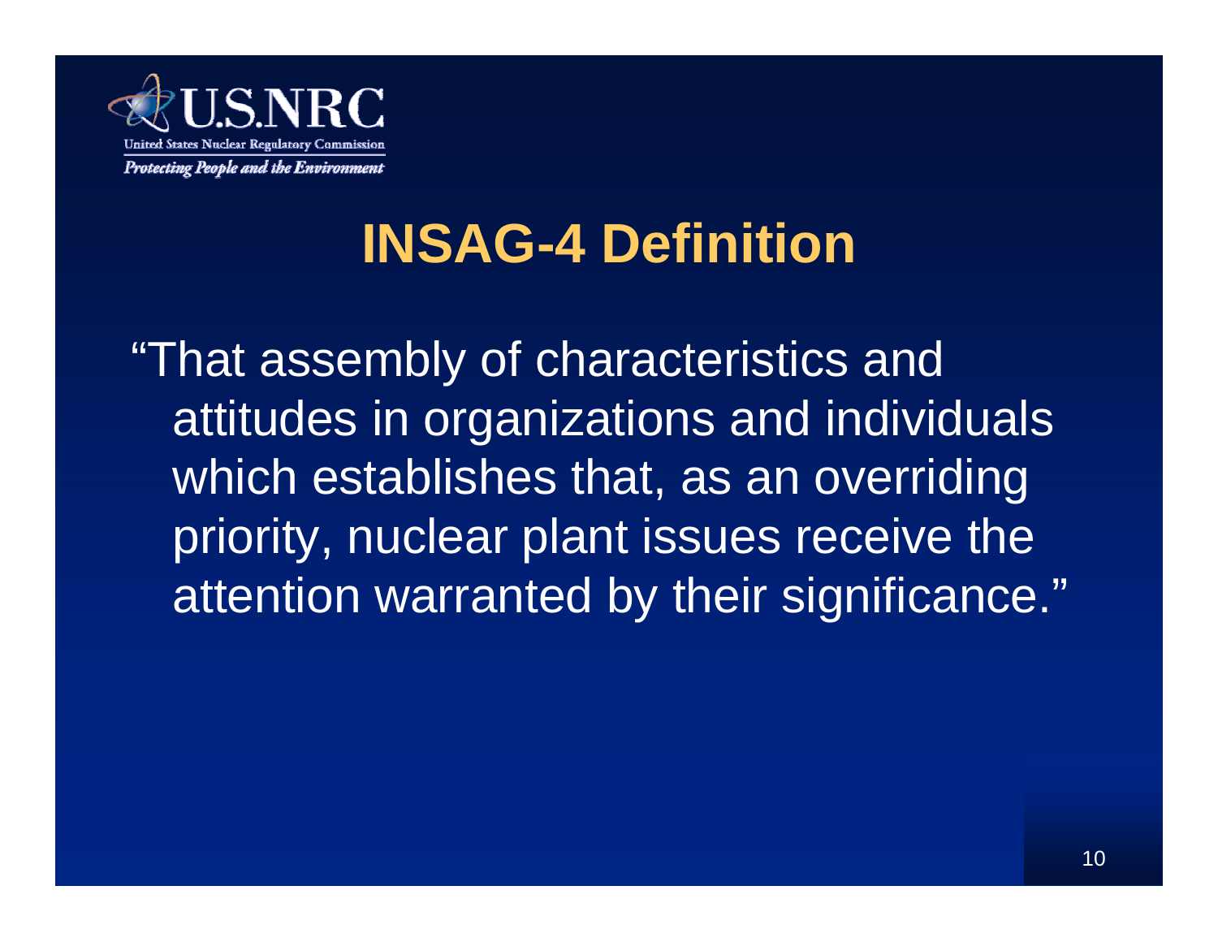# INSAG-4 Definition

"That assembly of characteristics and attitudes in organizations and individuals which establishes that, as an overriding priority, nuclear plant issues receive the attention warranted by their significance."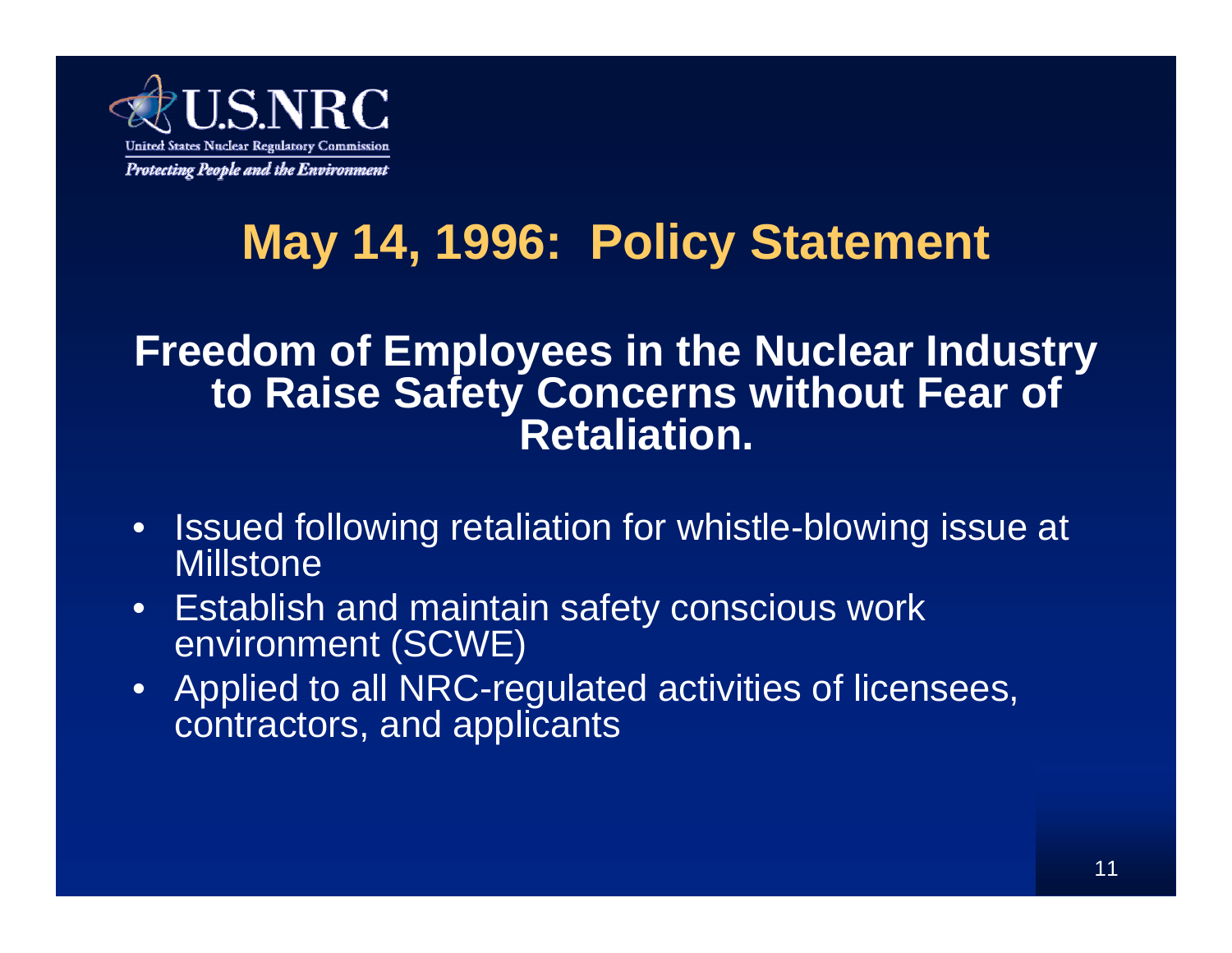# May 14, 1996: Policy Statement

## Freedom of Employees in the Nuclear Industry to Raise Safety Concerns without Fear of Retaliation.

- Issued following retaliation for whistle-blowing issue at Millstone
- Establish and maintain safety conscious work environment (SCWE)
- Applied to all NRC-regulated activities of licensees, contractors, and applicants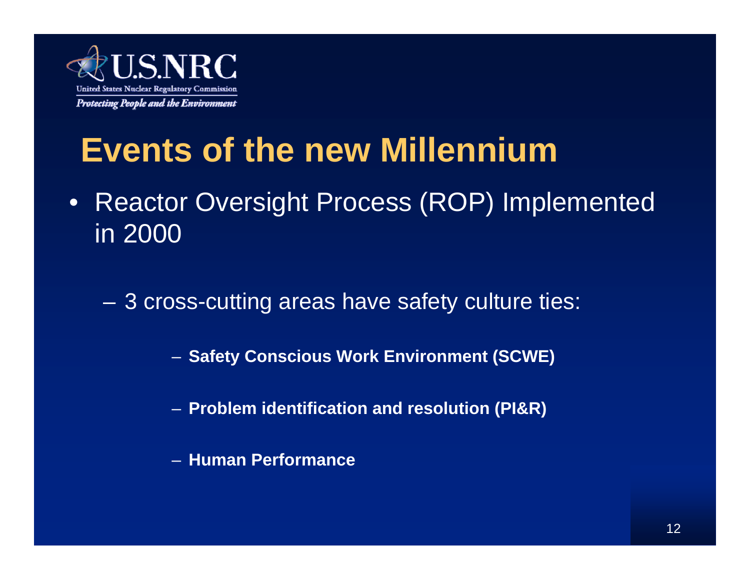# Events of the new Millennium

- Reactor Oversight Process (ROP) Implemented in 2000
  - 3 cross-cutting areas have safety culture ties:
    - **Safety Conscious Work Environment (SCWE)**
    - **Problem identification and resolution (PI&R)**
    - **Human Performance**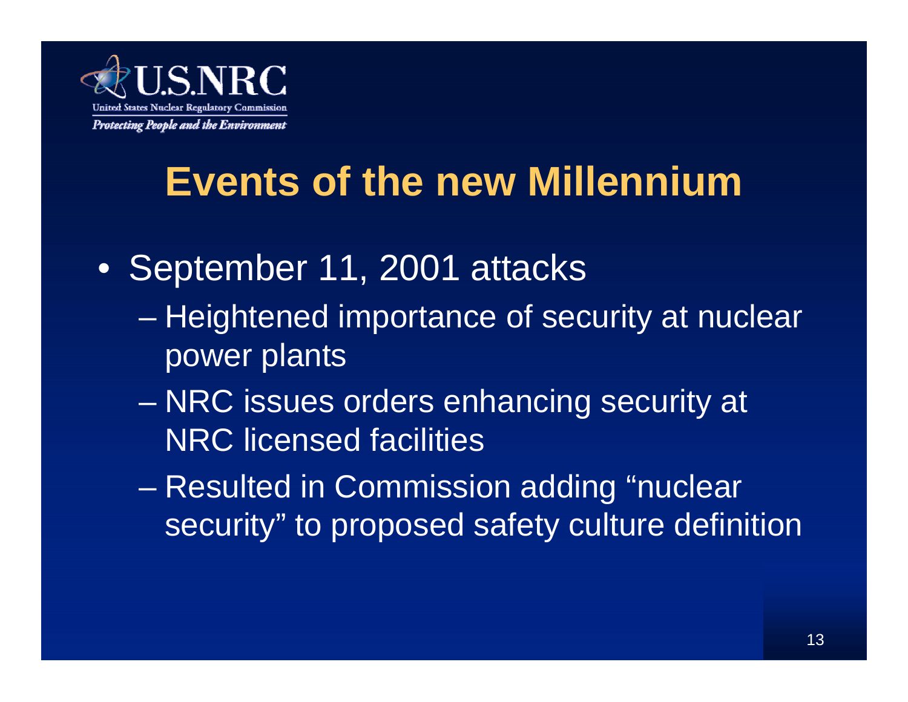# Events of the new Millennium

- September 11, 2001 attacks
  - Heightened importance of security at nuclear power plants
  - NRC issues orders enhancing security at NRC licensed facilities
  - Resulted in Commission adding “nuclear security” to proposed safety culture definition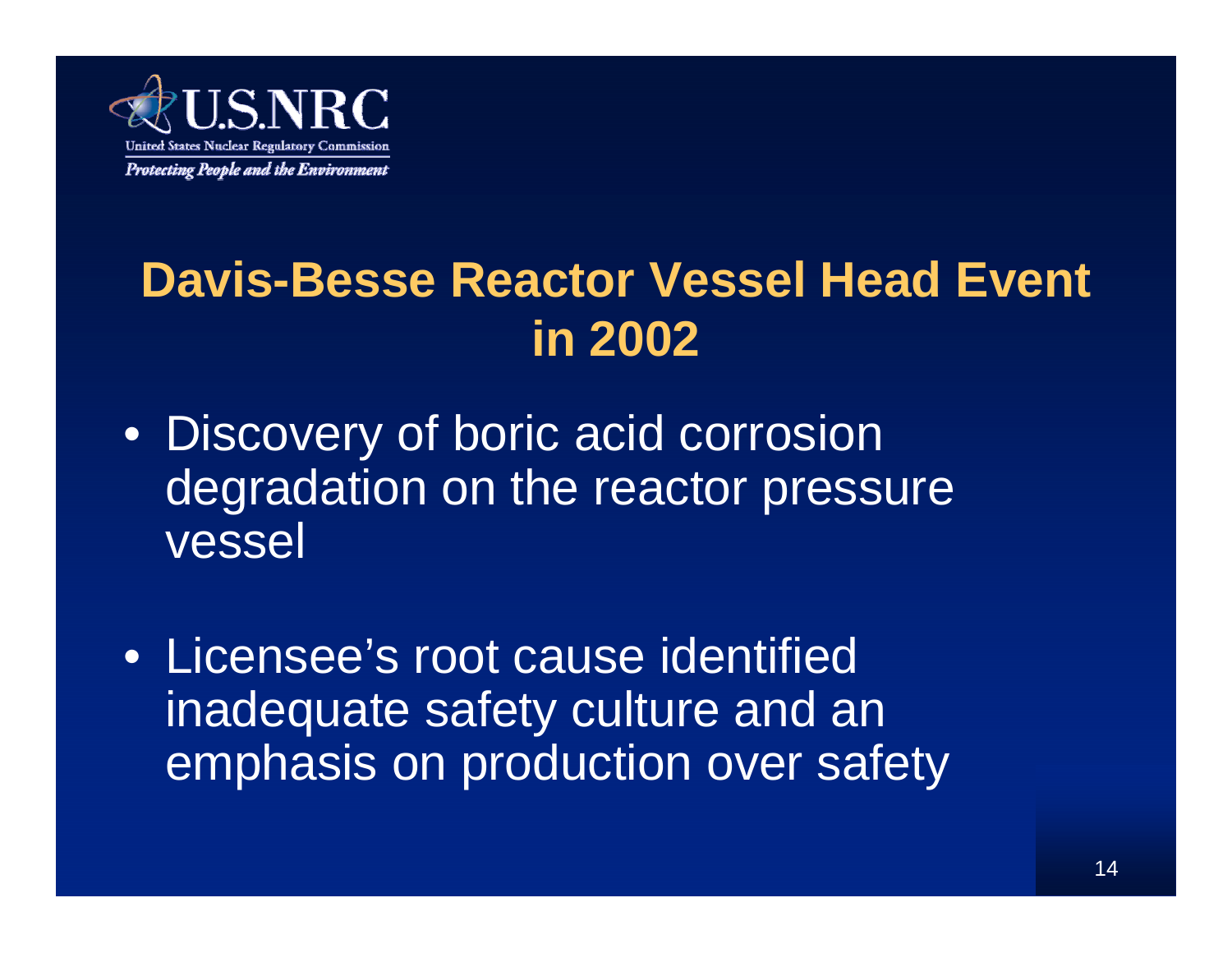## Davis-Besse Reactor Vessel Head Event in 2002

- Discovery of boric acid corrosion degradation on the reactor pressure vessel

- Licensee's root cause identified inadequate safety culture and an emphasis on production over safety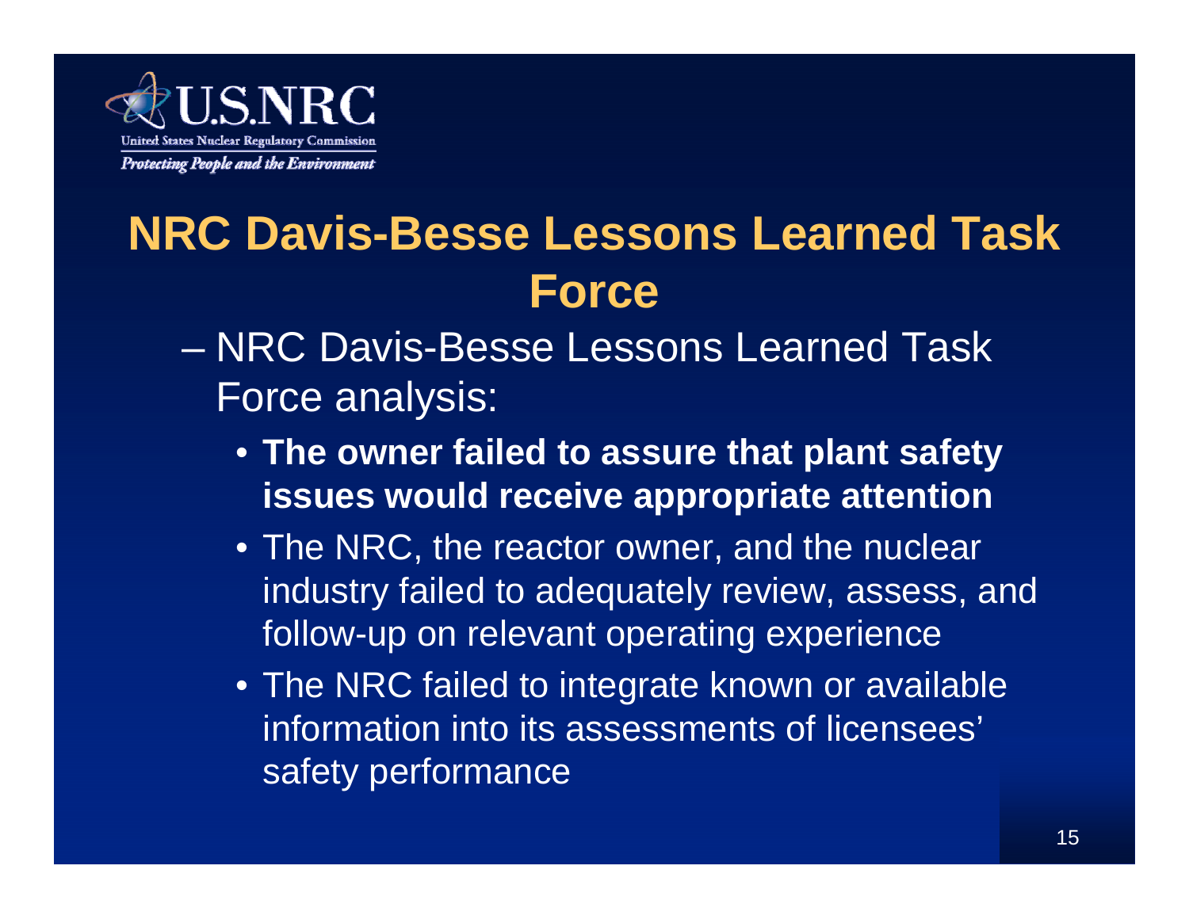# NRC Davis-Besse Lessons Learned Task Force

- NRC Davis-Besse Lessons Learned Task Force analysis:
  - **The owner failed to assure that plant safety issues would receive appropriate attention**
  - The NRC, the reactor owner, and the nuclear industry failed to adequately review, assess, and follow-up on relevant operating experience
  - The NRC failed to integrate known or available information into its assessments of licensees' safety performance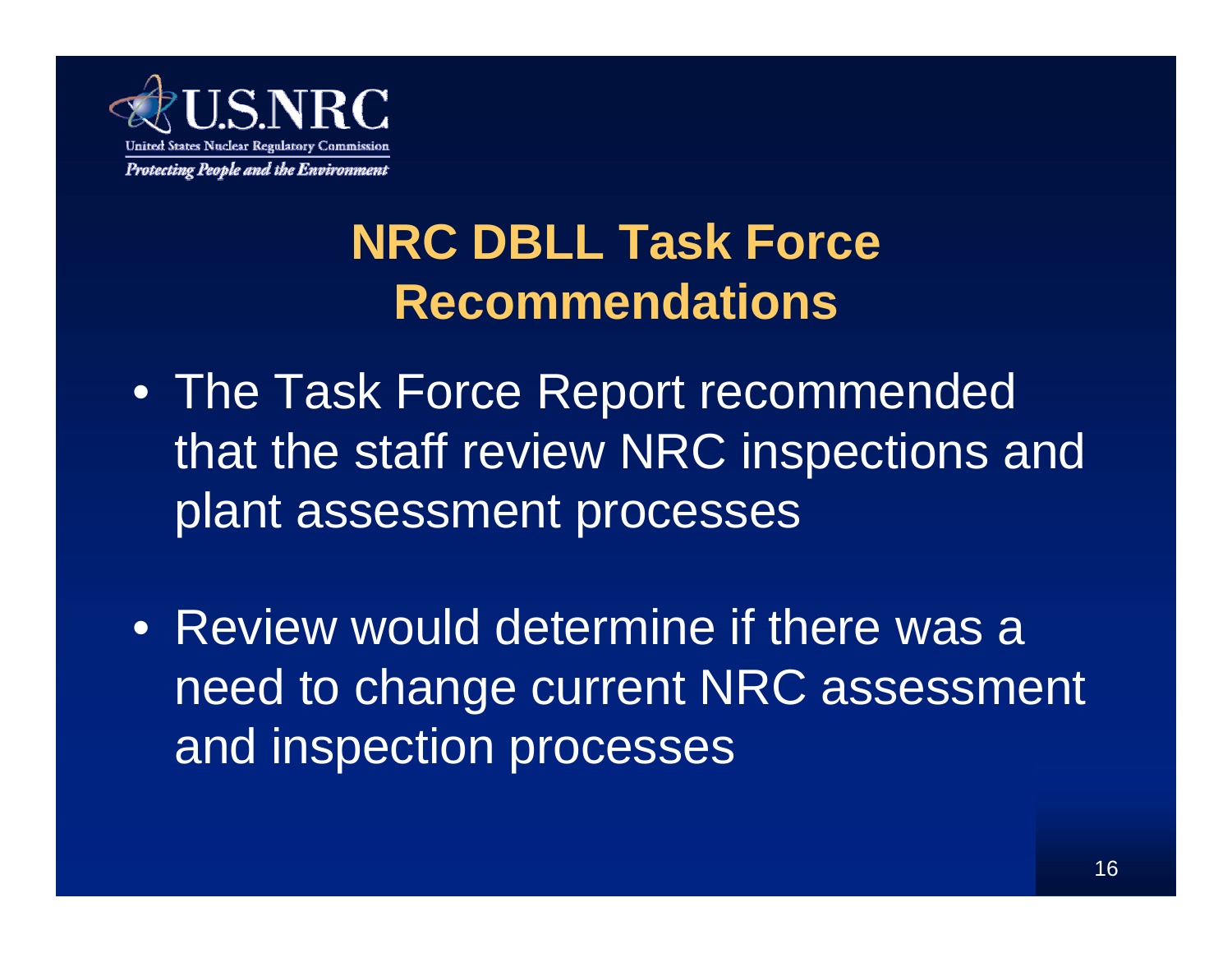## NRC DBLL Task Force Recommendations

- The Task Force Report recommended that the staff review NRC inspections and plant assessment processes
- Review would determine if there was a need to change current NRC assessment and inspection processes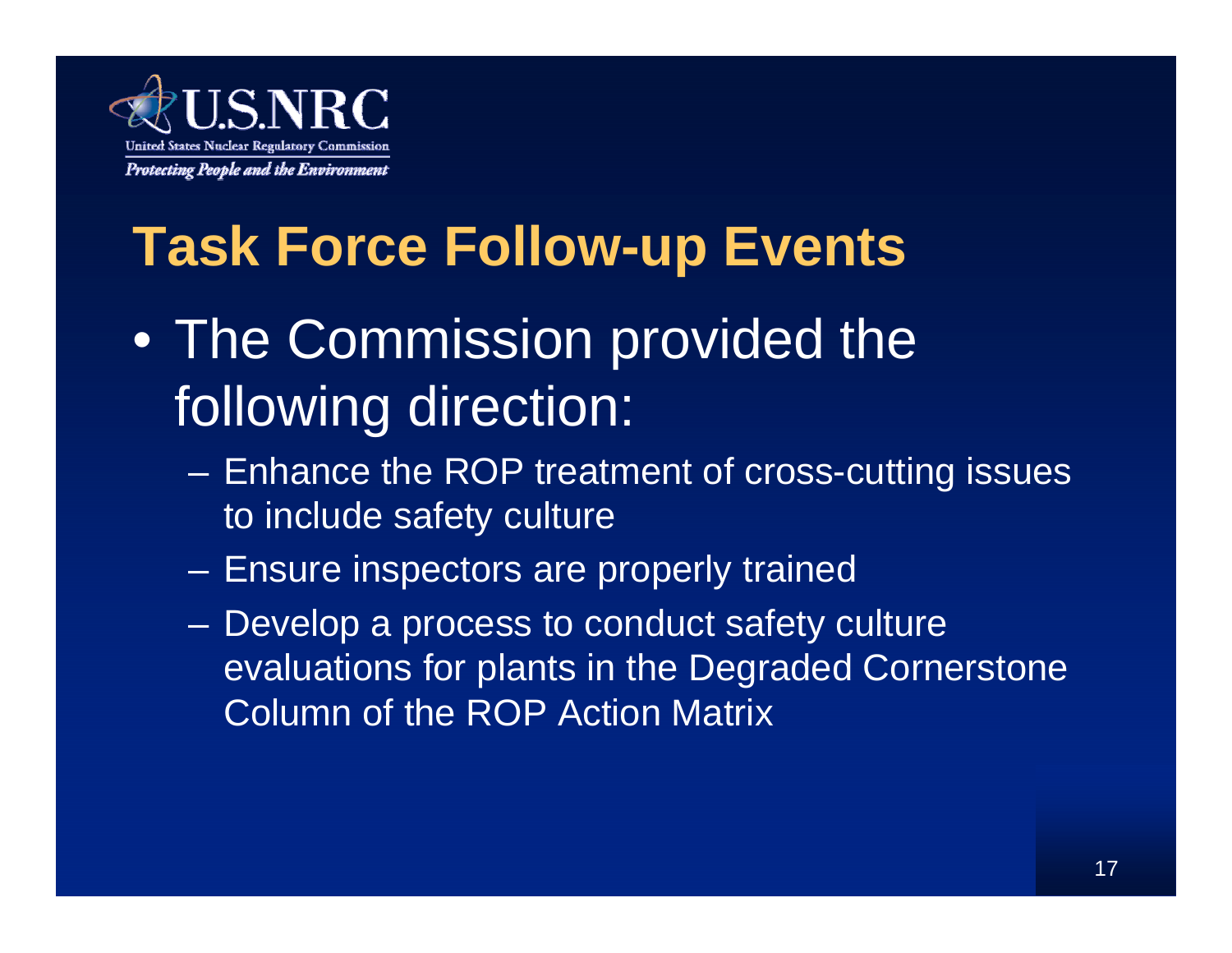# Task Force Follow-up Events

- The Commission provided the following direction:
  - Enhance the ROP treatment of cross-cutting issues to include safety culture
  - Ensure inspectors are properly trained
  - Develop a process to conduct safety culture evaluations for plants in the Degraded Cornerstone Column of the ROP Action Matrix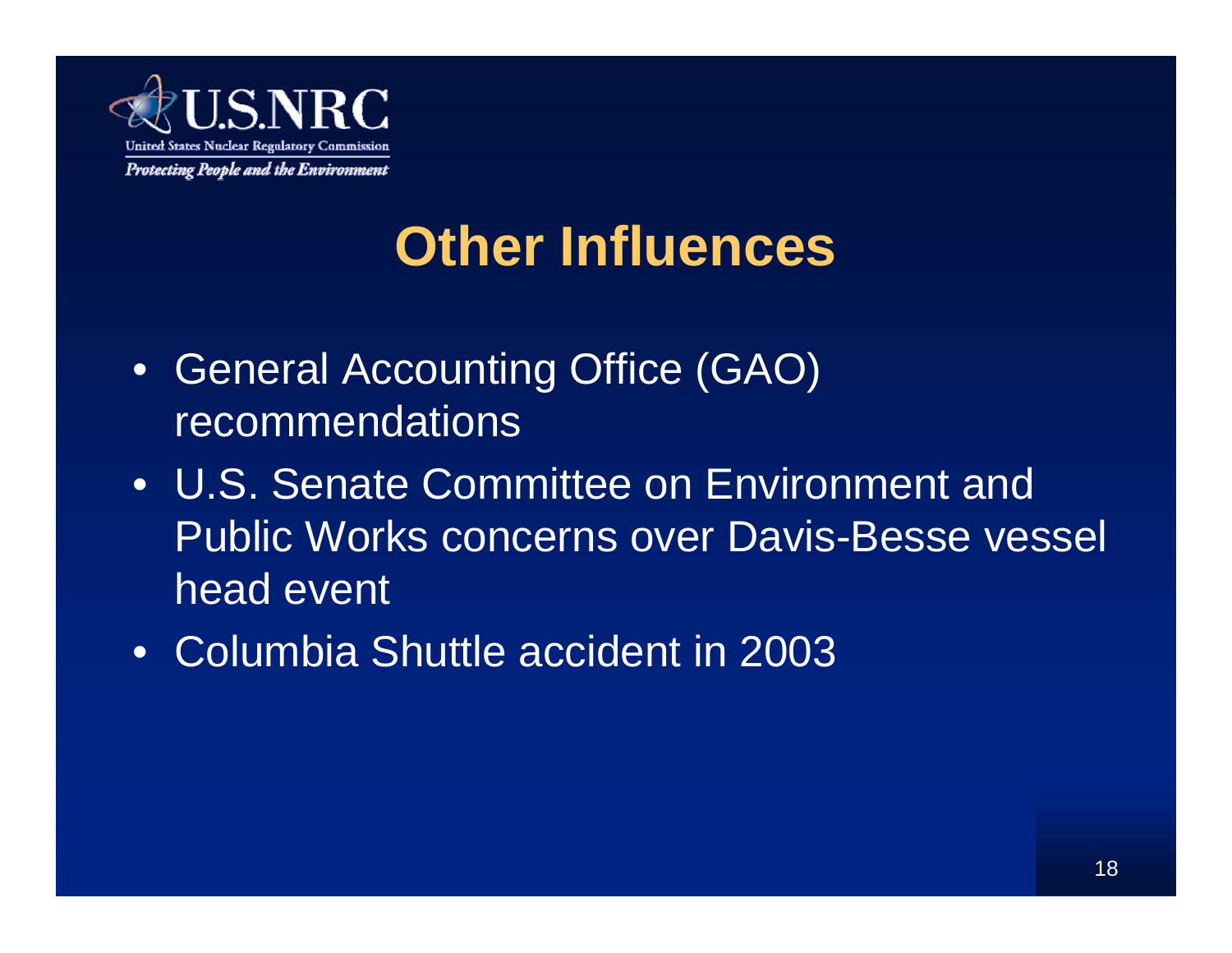# Other Influences

- General Accounting Office (GAO) recommendations
- U.S. Senate Committee on Environment and Public Works concerns over Davis-Besse vessel head event
- Columbia Shuttle accident in 2003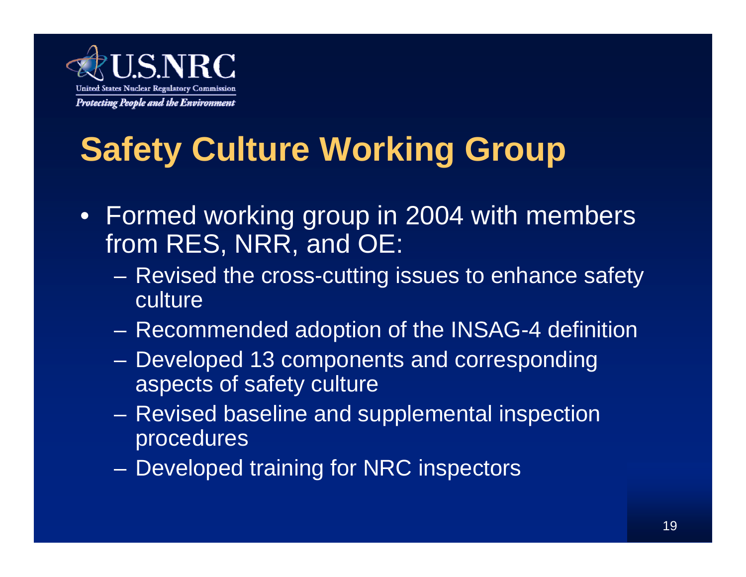# Safety Culture Working Group

- Formed working group in 2004 with members from RES, NRR, and OE:
  - Revised the cross-cutting issues to enhance safety culture
  - Recommended adoption of the INSAG-4 definition
  - Developed 13 components and corresponding aspects of safety culture
  - Revised baseline and supplemental inspection procedures
  - Developed training for NRC inspectors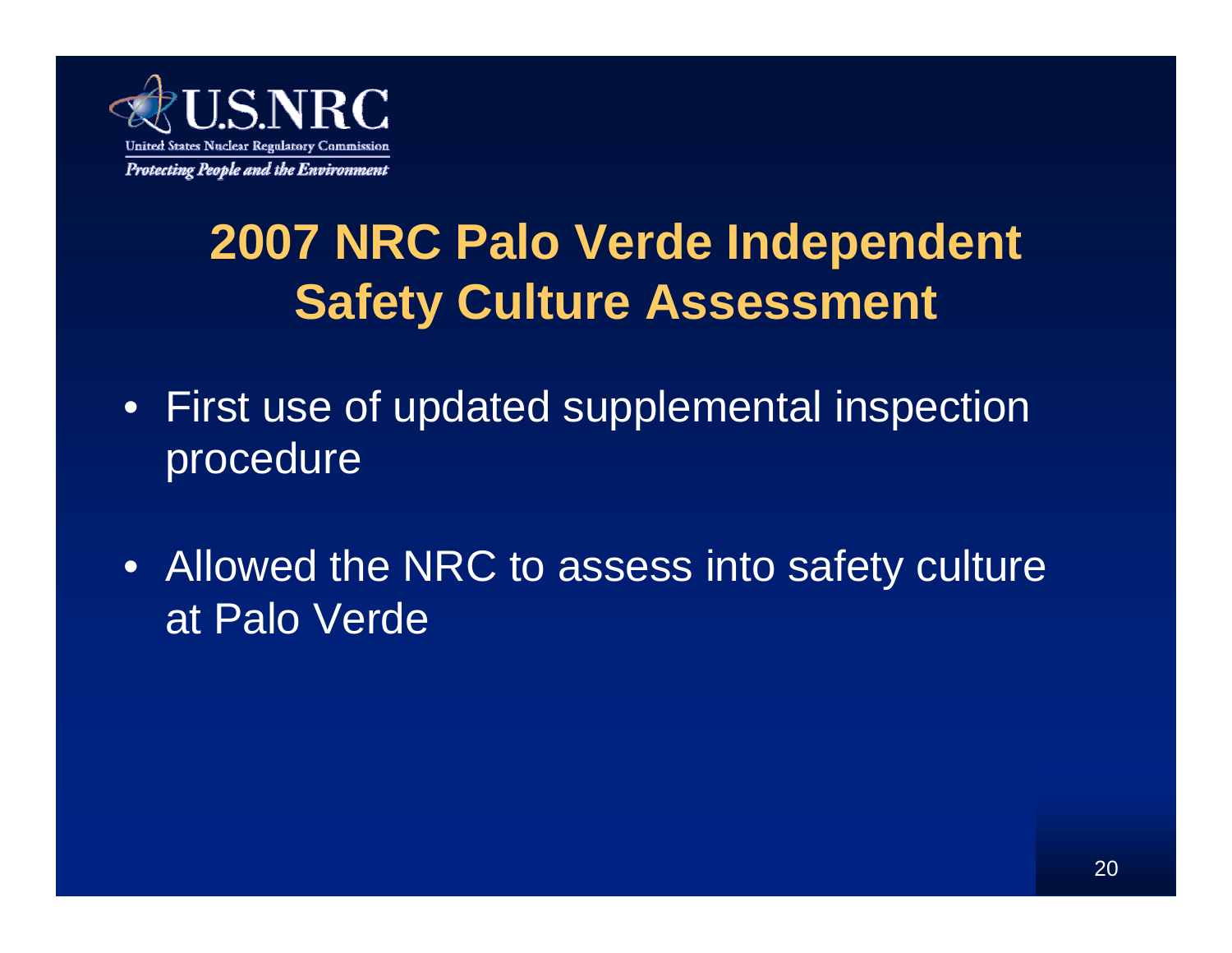# 2007 NRC Palo Verde Independent Safety Culture Assessment

- First use of updated supplemental inspection procedure
- Allowed the NRC to assess into safety culture at Palo Verde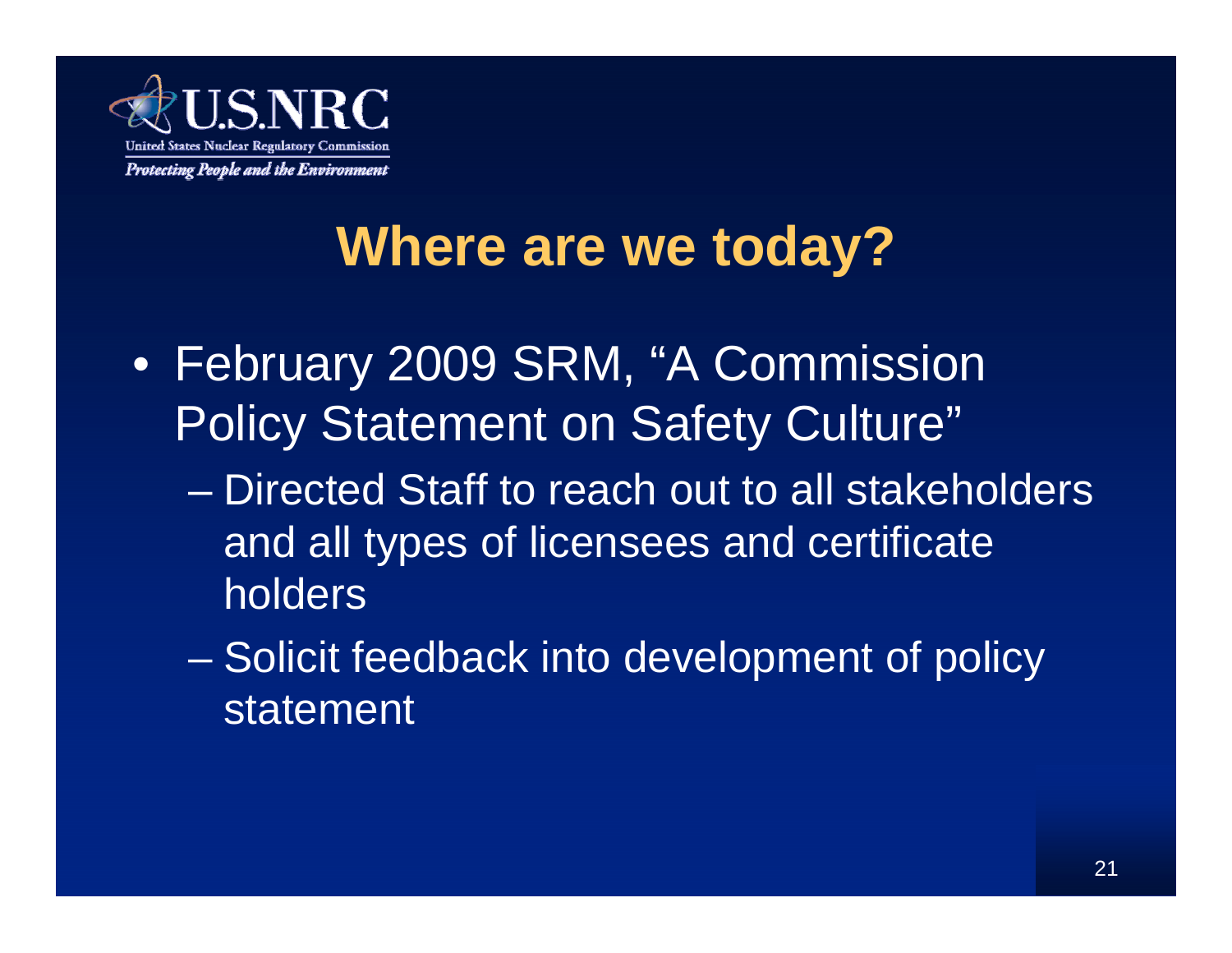# Where are we today?

- February 2009 SRM, "A Commission Policy Statement on Safety Culture"
  - Directed Staff to reach out to all stakeholders and all types of licensees and certificate holders
  - Solicit feedback into development of policy statement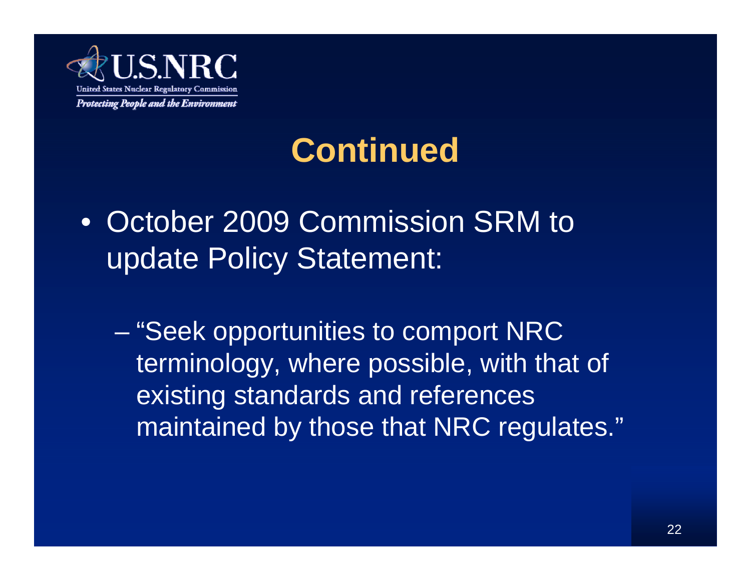# Continued

- October 2009 Commission SRM to update Policy Statement:
  - "Seek opportunities to comport NRC terminology, where possible, with that of existing standards and references maintained by those that NRC regulates."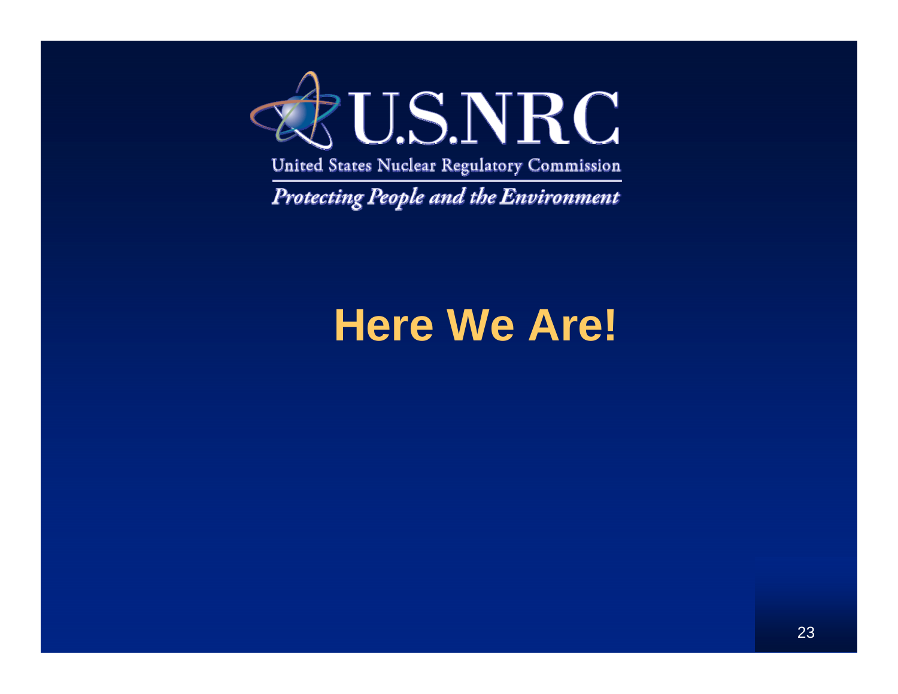U.S.NRC

United States Nuclear Regulatory Commission

*Protecting People and the Environment*

# Here We Are!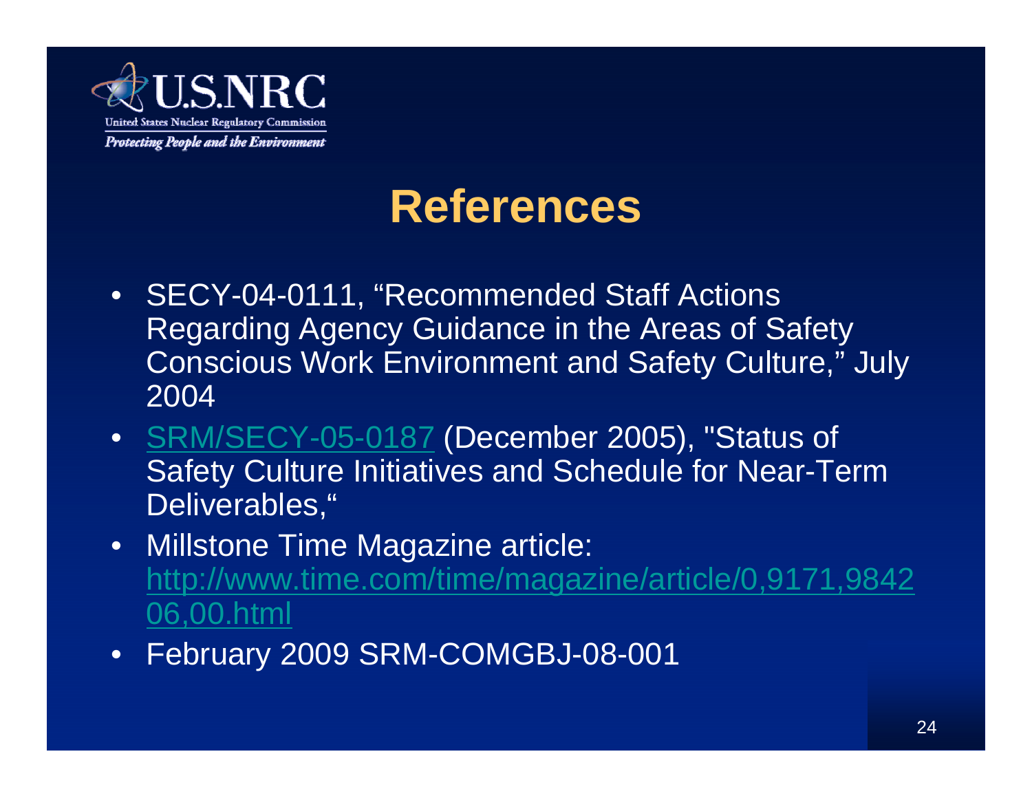# References

- SECY-04-0111, “Recommended Staff Actions Regarding Agency Guidance in the Areas of Safety Conscious Work Environment and Safety Culture,” July 2004
- SRM/SECY-05-0187 (December 2005), "Status of Safety Culture Initiatives and Schedule for Near-Term Deliverables,“
- Millstone Time Magazine article: http://www.time.com/time/magazine/article/0,9171,984206,00.html
- February 2009 SRM-COMGBJ-08-001